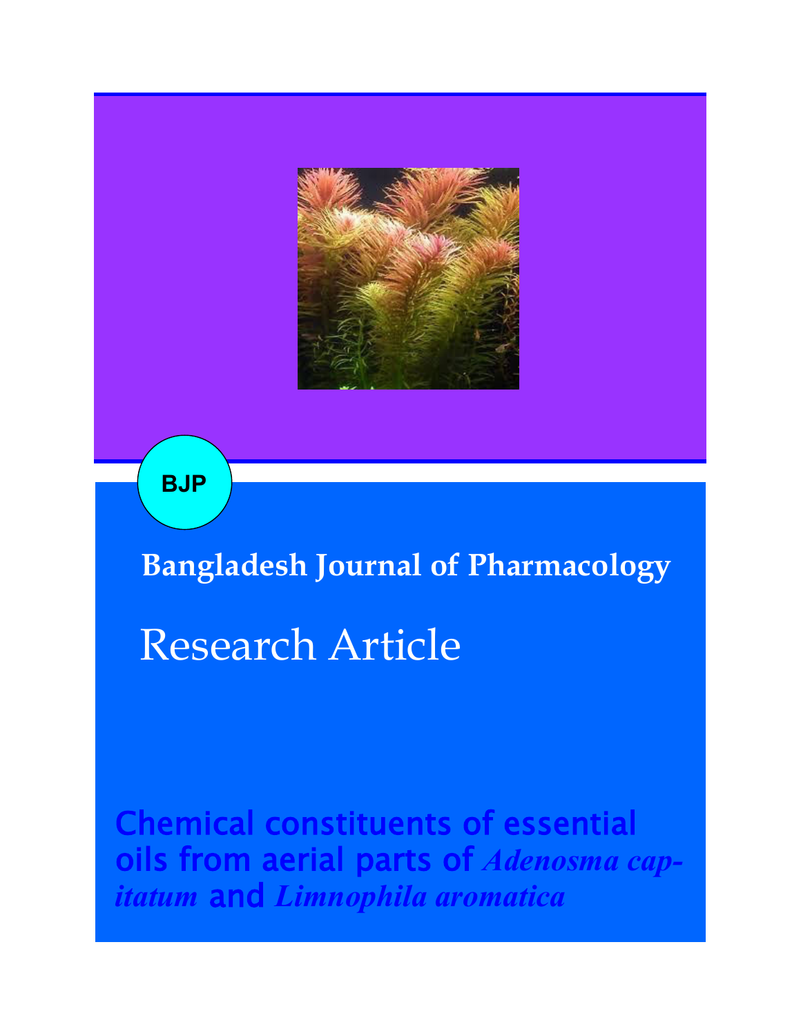BJP

**Bangladesh Journal of Pharmacology**

# Research Article

## Chemical constituents of essential oils from aerial parts of *Adenosma capitatum* and *Limnophila aromatica*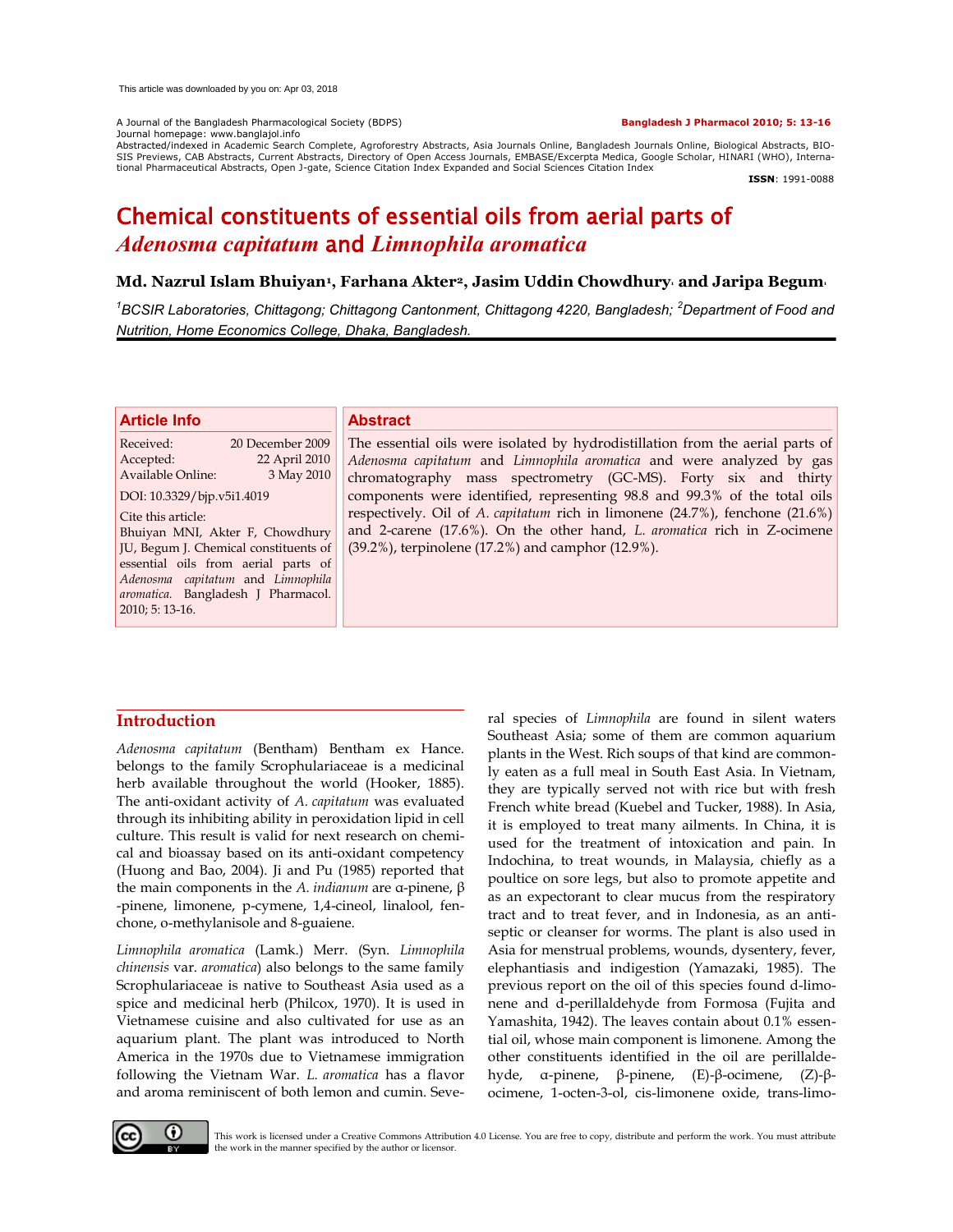This article was downloaded by you on: Apr 03, 2018

A Journal of the Bangladesh Pharmacological Society (BDPS)
Journal homepage: www.banglajol.info
Abstracted/indexed in Academic Search Complete, Agroforestry Abstracts, Asia Journals Online, Bangladesh Journals Online, Biological Abstracts, BIOSIS Previews, CAB Abstracts, Current Abstracts, Directory of Open Access Journals, EMBASE/Excerpta Medica, Google Scholar, HINARI (WHO), International Pharmaceutical Abstracts, Open J-gate, Science Citation Index Expanded and Social Sciences Citation Index

**Bangladesh J Pharmacol 2010; 5: 13-16**

**ISSN**: 1991-0088

# Chemical constituents of essential oils from aerial parts of *Adenosma capitatum* and *Limnophila aromatica*

**Md. Nazrul Islam Bhuiyan[1], Farhana Akter[2], Jasim Uddin Chowdhury[1] and Jaripa Begum[1]**

[1]BCSIR Laboratories, Chittagong; Chittagong Cantonment, Chittagong 4220, Bangladesh; [2]Department of Food and Nutrition, Home Economics College, Dhaka, Bangladesh.

## Article Info

Received: 20 December 2009
Accepted: 22 April 2010
Available Online: 3 May 2010

DOI: 10.3329/bjp.v5i1.4019

Cite this article:
Bhuiyan MNI, Akter F, Chowdhury JU, Begum J. Chemical constituents of essential oils from aerial parts of *Adenosma capitatum* and *Limnophila aromatica.* Bangladesh J Pharmacol. 2010; 5: 13-16.

## Abstract

The essential oils were isolated by hydrodistillation from the aerial parts of *Adenosma capitatum* and *Limnophila aromatica* and were analyzed by gas chromatography mass spectrometry (GC-MS). Forty six and thirty components were identified, representing 98.8 and 99.3% of the total oils respectively. Oil of *A. capitatum* rich in limonene (24.7%), fenchone (21.6%) and 2-carene (17.6%). On the other hand, *L. aromatica* rich in Z-ocimene (39.2%), terpinolene (17.2%) and camphor (12.9%).

## Introduction

*Adenosma capitatum* (Bentham) Bentham ex Hance. belongs to the family Scrophulariaceae is a medicinal herb available throughout the world (Hooker, 1885). The anti-oxidant activity of *A. capitatum* was evaluated through its inhibiting ability in peroxidation lipid in cell culture. This result is valid for next research on chemical and bioassay based on its anti-oxidant competency (Huong and Bao, 2004). Ji and Pu (1985) reported that the main components in the *A. indianum* are α-pinene, β-pinene, limonene, p-cymene, 1,4-cineol, linalool, fenchone, o-methylanisole and 8-guaiene.

*Limnophila aromatica* (Lamk.) Merr. (Syn. *Limnophila chinensis* var. *aromatica*) also belongs to the same family Scrophulariaceae is native to Southeast Asia used as a spice and medicinal herb (Philcox, 1970). It is used in Vietnamese cuisine and also cultivated for use as an aquarium plant. The plant was introduced to North America in the 1970s due to Vietnamese immigration following the Vietnam War. *L. aromatica* has a flavor and aroma reminiscent of both lemon and cumin. Several species of *Limnophila* are found in silent waters Southeast Asia; some of them are common aquarium plants in the West. Rich soups of that kind are commonly eaten as a full meal in South East Asia. In Vietnam, they are typically served not with rice but with fresh French white bread (Kuebel and Tucker, 1988). In Asia, it is employed to treat many ailments. In China, it is used for the treatment of intoxication and pain. In Indochina, to treat wounds, in Malaysia, chiefly as a poultice on sore legs, but also to promote appetite and as an expectorant to clear mucus from the respiratory tract and to treat fever, and in Indonesia, as an antiseptic or cleanser for worms. The plant is also used in Asia for menstrual problems, wounds, dysentery, fever, elephantiasis and indigestion (Yamazaki, 1985). The previous report on the oil of this species found d-limonene and d-perillaldehyde from Formosa (Fujita and Yamashita, 1942). The leaves contain about 0.1% essential oil, whose main component is limonene. Among the other constituents identified in the oil are perillaldehyde, α-pinene, β-pinene, (E)-β-ocimene, (Z)-β-ocimene, 1-octen-3-ol, cis-limonene oxide, trans-limo-

This work is licensed under a Creative Commons Attribution 4.0 License. You are free to copy, distribute and perform the work. You must attribute the work in the manner specified by the author or licensor.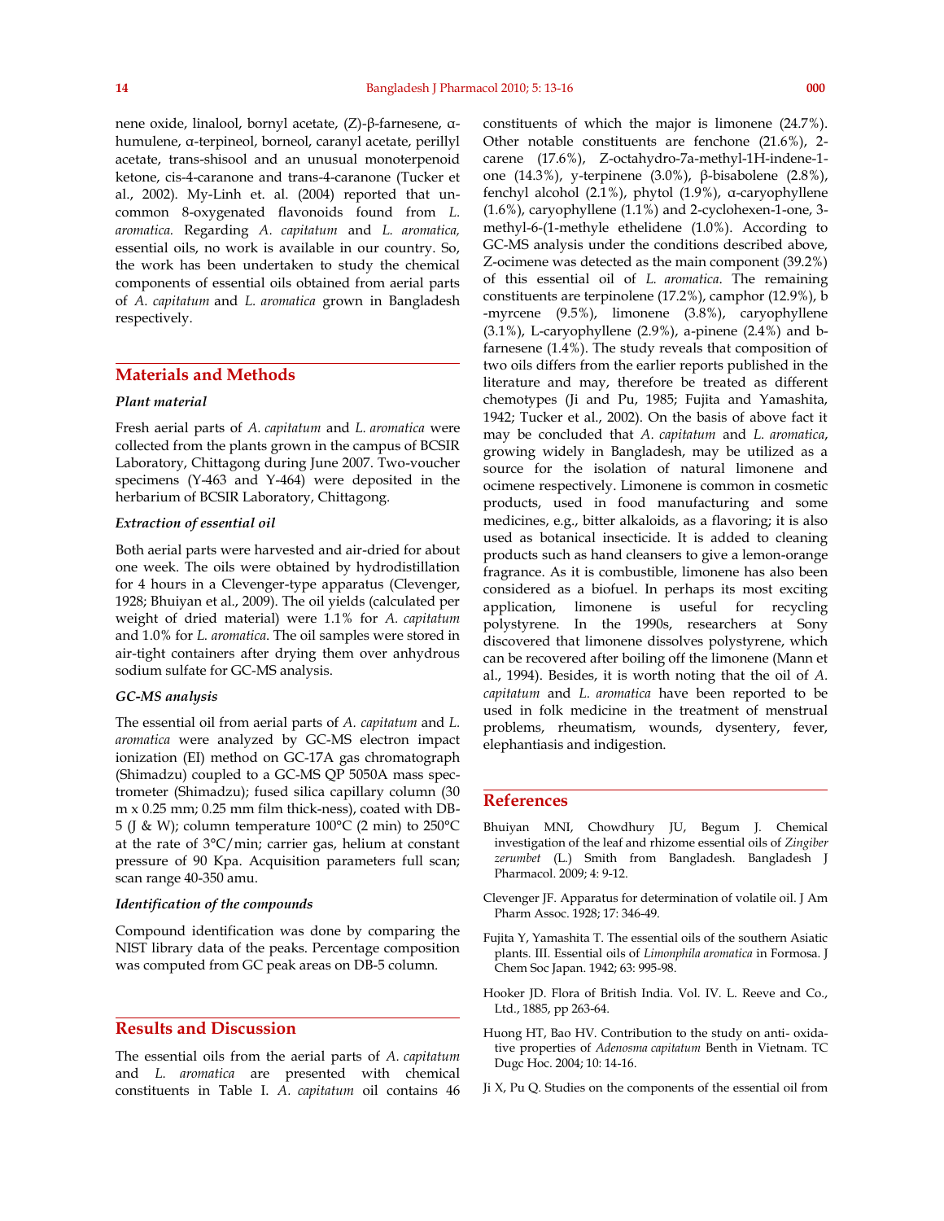nene oxide, linalool, bornyl acetate, (Z)-β-farnesene, α-humulene, α-terpineol, borneol, caranyl acetate, perillyl acetate, trans-shisool and an unusual monoterpenoid ketone, cis-4-caranone and trans-4-caranone (Tucker et al., 2002). My-Linh et. al. (2004) reported that uncommon 8-oxygenated flavonoids found from *L. aromatica.* Regarding *A. capitatum* and *L. aromatica,* essential oils, no work is available in our country. So, the work has been undertaken to study the chemical components of essential oils obtained from aerial parts of *A. capitatum* and *L. aromatica* grown in Bangladesh respectively.

## Materials and Methods

### *Plant material*

Fresh aerial parts of *A. capitatum* and *L. aromatica* were collected from the plants grown in the campus of BCSIR Laboratory, Chittagong during June 2007. Two-voucher specimens (Y-463 and Y-464) were deposited in the herbarium of BCSIR Laboratory, Chittagong.

### *Extraction of essential oil*

Both aerial parts were harvested and air-dried for about one week. The oils were obtained by hydrodistillation for 4 hours in a Clevenger-type apparatus (Clevenger, 1928; Bhuiyan et al., 2009). The oil yields (calculated per weight of dried material) were 1.1% for *A. capitatum* and 1.0% for *L. aromatica*. The oil samples were stored in air-tight containers after drying them over anhydrous sodium sulfate for GC-MS analysis.

### *GC-MS analysis*

The essential oil from aerial parts of *A. capitatum* and *L. aromatica* were analyzed by GC-MS electron impact ionization (EI) method on GC-17A gas chromatograph (Shimadzu) coupled to a GC-MS QP 5050A mass spectrometer (Shimadzu); fused silica capillary column (30 m x 0.25 mm; 0.25 mm film thick-ness), coated with DB-5 (J & W); column temperature 100°C (2 min) to 250°C at the rate of 3°C/min; carrier gas, helium at constant pressure of 90 Kpa. Acquisition parameters full scan; scan range 40-350 amu.

### *Identification of the compounds*

Compound identification was done by comparing the NIST library data of the peaks. Percentage composition was computed from GC peak areas on DB-5 column.

## Results and Discussion

The essential oils from the aerial parts of *A. capitatum* and *L. aromatica* are presented with chemical constituents in Table I. *A. capitatum* oil contains 46 constituents of which the major is limonene (24.7%). Other notable constituents are fenchone (21.6%), 2-carene (17.6%), Z-octahydro-7a-methyl-1H-indene-1-one (14.3%), y-terpinene (3.0%), β-bisabolene (2.8%), fenchyl alcohol (2.1%), phytol (1.9%), α-caryophyllene (1.6%), caryophyllene (1.1%) and 2-cyclohexen-1-one, 3-methyl-6-(1-methyle ethelidene (1.0%). According to GC-MS analysis under the conditions described above, Z-ocimene was detected as the main component (39.2%) of this essential oil of *L. aromatica*. The remaining constituents are terpinolene (17.2%), camphor (12.9%), b -myrcene (9.5%), limonene (3.8%), caryophyllene (3.1%), L-caryophyllene (2.9%), a-pinene (2.4%) and b-farnesene (1.4%). The study reveals that composition of two oils differs from the earlier reports published in the literature and may, therefore be treated as different chemotypes (Ji and Pu, 1985; Fujita and Yamashita, 1942; Tucker et al., 2002). On the basis of above fact it may be concluded that *A. capitatum* and *L. aromatica*, growing widely in Bangladesh, may be utilized as a source for the isolation of natural limonene and ocimene respectively. Limonene is common in cosmetic products, used in food manufacturing and some medicines, e.g., bitter alkaloids, as a flavoring; it is also used as botanical insecticide. It is added to cleaning products such as hand cleansers to give a lemon-orange fragrance. As it is combustible, limonene has also been considered as a biofuel. In perhaps its most exciting application, limonene is useful for recycling polystyrene. In the 1990s, researchers at Sony discovered that limonene dissolves polystyrene, which can be recovered after boiling off the limonene (Mann et al., 1994). Besides, it is worth noting that the oil of *A. capitatum* and *L. aromatica* have been reported to be used in folk medicine in the treatment of menstrual problems, rheumatism, wounds, dysentery, fever, elephantiasis and indigestion.

## References

Bhuiyan MNI, Chowdhury JU, Begum J. Chemical investigation of the leaf and rhizome essential oils of *Zingiber zerumbet* (L.) Smith from Bangladesh. Bangladesh J Pharmacol. 2009; 4: 9-12.

Clevenger JF. Apparatus for determination of volatile oil. J Am Pharm Assoc. 1928; 17: 346-49.

Fujita Y, Yamashita T. The essential oils of the southern Asiatic plants. III. Essential oils of *Limonphila aromatica* in Formosa. J Chem Soc Japan. 1942; 63: 995-98.

Hooker JD. Flora of British India. Vol. IV. L. Reeve and Co., Ltd., 1885, pp 263-64.

Huong HT, Bao HV. Contribution to the study on anti- oxidative properties of *Adenosma capitatum* Benth in Vietnam. TC Dugc Hoc. 2004; 10: 14-16.

Ji X, Pu Q. Studies on the components of the essential oil from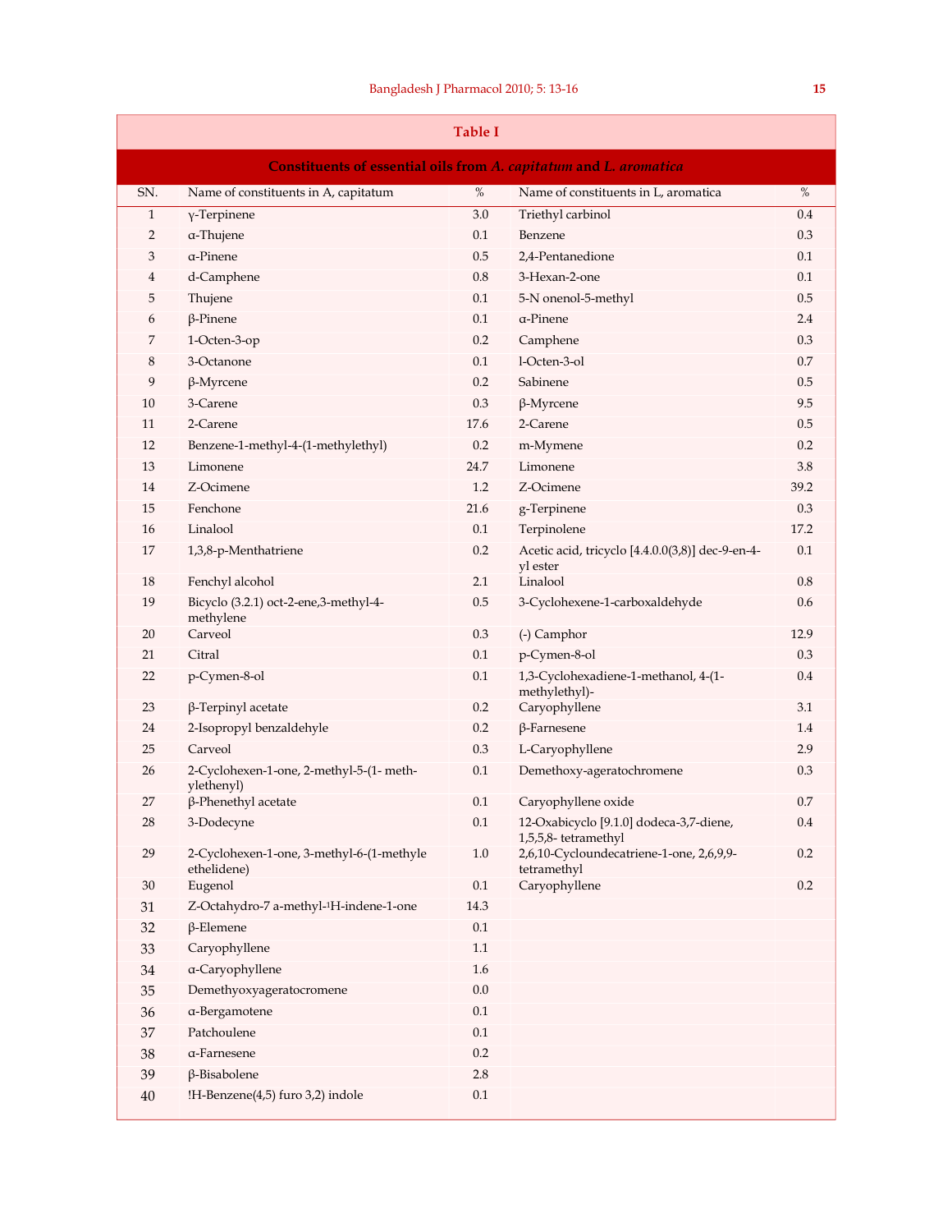**Table I**

**Constituents of essential oils from *A. capitatum* and *L. aromatica***

| SN. | Name of constituents in A, capitatum | % | Name of constituents in L, aromatica | % |
|---|---|---|---|---|
| 1 | γ-Terpinene | 3.0 | Triethyl carbinol | 0.4 |
| 2 | α-Thujene | 0.1 | Benzene | 0.3 |
| 3 | α-Pinene | 0.5 | 2,4-Pentanedione | 0.1 |
| 4 | d-Camphene | 0.8 | 3-Hexan-2-one | 0.1 |
| 5 | Thujene | 0.1 | 5-N onenol-5-methyl | 0.5 |
| 6 | β-Pinene | 0.1 | α-Pinene | 2.4 |
| 7 | 1-Octen-3-op | 0.2 | Camphene | 0.3 |
| 8 | 3-Octanone | 0.1 | l-Octen-3-ol | 0.7 |
| 9 | β-Myrcene | 0.2 | Sabinene | 0.5 |
| 10 | 3-Carene | 0.3 | β-Myrcene | 9.5 |
| 11 | 2-Carene | 17.6 | 2-Carene | 0.5 |
| 12 | Benzene-1-methyl-4-(1-methylethyl) | 0.2 | m-Mymene | 0.2 |
| 13 | Limonene | 24.7 | Limonene | 3.8 |
| 14 | Z-Ocimene | 1.2 | Z-Ocimene | 39.2 |
| 15 | Fenchone | 21.6 | g-Terpinene | 0.3 |
| 16 | Linalool | 0.1 | Terpinolene | 17.2 |
| 17 | 1,3,8-p-Menthatriene | 0.2 | Acetic acid, tricyclo [4.4.0.0(3,8)] dec-9-en-4-yl ester | 0.1 |
| 18 | Fenchyl alcohol | 2.1 | Linalool | 0.8 |
| 19 | Bicyclo (3.2.1) oct-2-ene,3-methyl-4-methylene | 0.5 | 3-Cyclohexene-1-carboxaldehyde | 0.6 |
| 20 | Carveol | 0.3 | (-) Camphor | 12.9 |
| 21 | Citral | 0.1 | p-Cymen-8-ol | 0.3 |
| 22 | p-Cymen-8-ol | 0.1 | 1,3-Cyclohexadiene-1-methanol, 4-(1-methylethyl)- | 0.4 |
| 23 | β-Terpinyl acetate | 0.2 | Caryophyllene | 3.1 |
| 24 | 2-Isopropyl benzaldehyle | 0.2 | β-Farnesene | 1.4 |
| 25 | Carveol | 0.3 | L-Caryophyllene | 2.9 |
| 26 | 2-Cyclohexen-1-one, 2-methyl-5-(1- methylethenyl) | 0.1 | Demethoxy-ageratochromene | 0.3 |
| 27 | β-Phenethyl acetate | 0.1 | Caryophyllene oxide | 0.7 |
| 28 | 3-Dodecyne | 0.1 | 12-Oxabicyclo [9.1.0] dodeca-3,7-diene, 1,5,5,8- tetramethyl | 0.4 |
| 29 | 2-Cyclohexen-1-one, 3-methyl-6-(1-methyle ethelidene) | 1.0 | 2,6,10-Cycloundecatriene-1-one, 2,6,9,9-tetramethyl | 0.2 |
| 30 | Eugenol | 0.1 | Caryophyllene | 0.2 |
| 31 | Z-Octahydro-7 a-methyl-1H-indene-1-one | 14.3 | | |
| 32 | β-Elemene | 0.1 | | |
| 33 | Caryophyllene | 1.1 | | |
| 34 | α-Caryophyllene | 1.6 | | |
| 35 | Demethyoxyageratocromene | 0.0 | | |
| 36 | α-Bergamotene | 0.1 | | |
| 37 | Patchoulene | 0.1 | | |
| 38 | α-Farnesene | 0.2 | | |
| 39 | β-Bisabolene | 2.8 | | |
| 40 | !H-Benzene(4,5) furo 3,2) indole | 0.1 | | |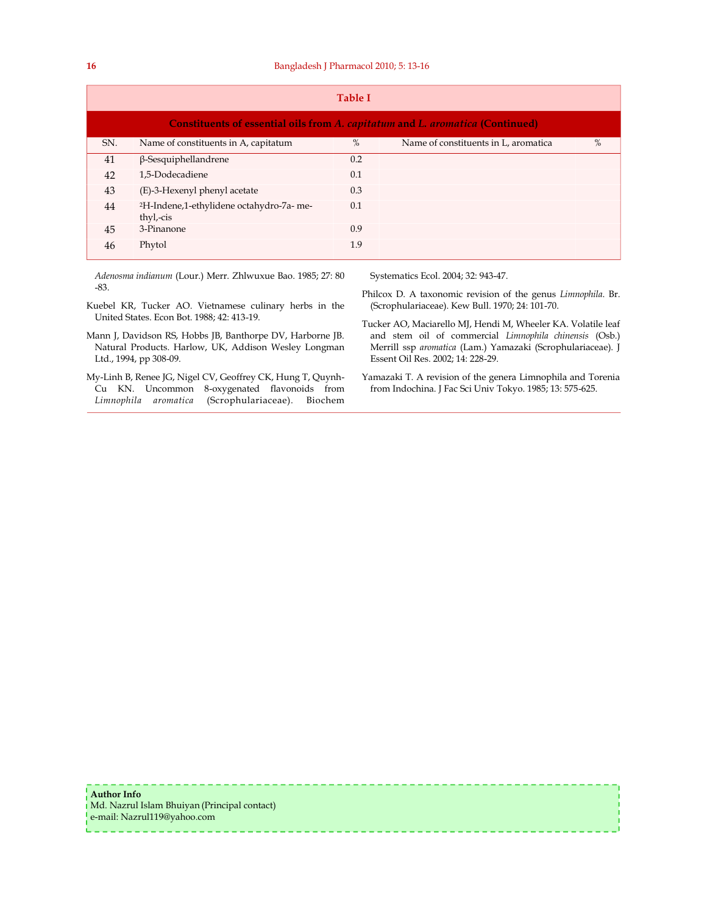**Table I**

**Constituents of essential oils from *A. capitatum* and *L. aromatica* (Continued)**

| SN. | Name of constituents in A, capitatum | % | Name of constituents in L, aromatica | % |
|---|---|---|---|---|
| 41 | β-Sesquiphellandrene | 0.2 | | |
| 42 | 1,5-Dodecadiene | 0.1 | | |
| 43 | (E)-3-Hexenyl phenyl acetate | 0.3 | | |
| 44 | $^{2}$H-Indene,1-ethylidene octahydro-7a- methyl,-cis | 0.1 | | |
| 45 | 3-Pinanone | 0.9 | | |
| 46 | Phytol | 1.9 | | |

*Adenosma indianum* (Lour.) Merr. Zhlwuxue Bao. 1985; 27: 80-83.

Kuebel KR, Tucker AO. Vietnamese culinary herbs in the United States. Econ Bot. 1988; 42: 413-19.

Mann J, Davidson RS, Hobbs JB, Banthorpe DV, Harborne JB. Natural Products. Harlow, UK, Addison Wesley Longman Ltd., 1994, pp 308-09.

My-Linh B, Renee JG, Nigel CV, Geoffrey CK, Hung T, Quynh-Cu KN. Uncommon 8-oxygenated flavonoids from *Limnophila aromatica* (Scrophulariaceae). Biochem Systematics Ecol. 2004; 32: 943-47.

Philcox D. A taxonomic revision of the genus *Limnophila*. Br. (Scrophulariaceae). Kew Bull. 1970; 24: 101-70.

Tucker AO, Maciarello MJ, Hendi M, Wheeler KA. Volatile leaf and stem oil of commercial *Limnophila chinensis* (Osb.) Merrill ssp *aromatica* (Lam.) Yamazaki (Scrophulariaceae). J Essent Oil Res. 2002; 14: 228-29.

Yamazaki T. A revision of the genera Limnophila and Torenia from Indochina. J Fac Sci Univ Tokyo. 1985; 13: 575-625.

**Author Info**
Md. Nazrul Islam Bhuiyan (Principal contact)
e-mail: Nazrul119@yahoo.com